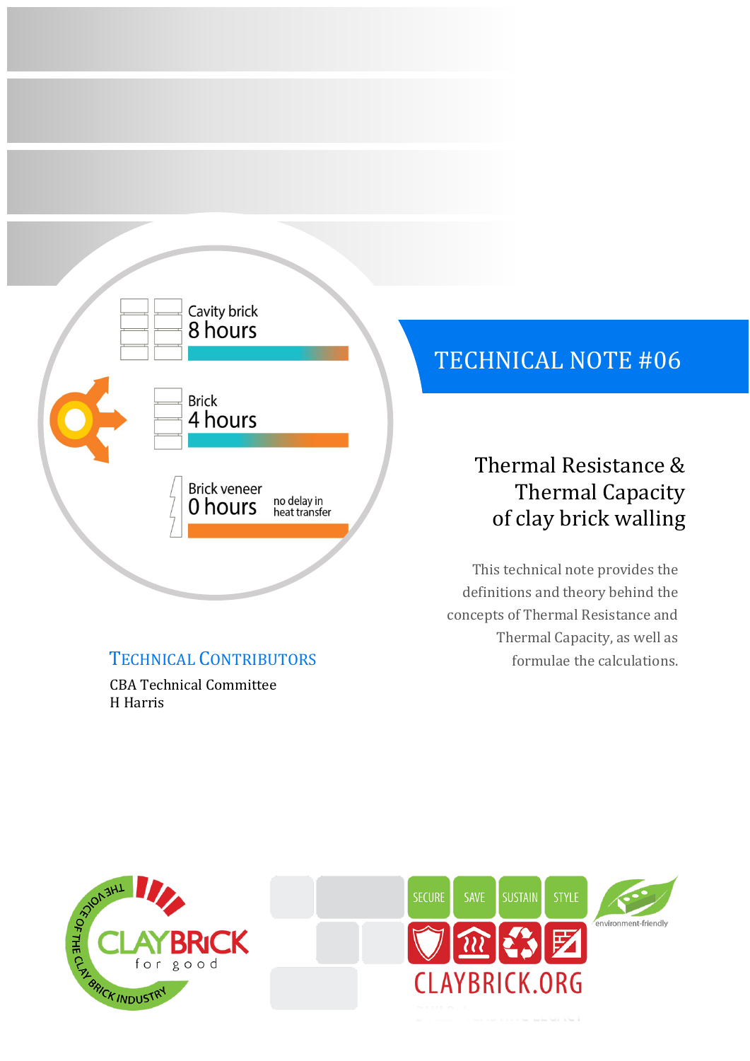Cavity brick
8 hours

Brick
4 hours

Brick veneer
0 hours no delay in heat transfer

# TECHNICAL NOTE #06

## Thermal Resistance & Thermal Capacity of clay brick walling

This technical note provides the definitions and theory behind the concepts of Thermal Resistance and Thermal Capacity, as well as formulae the calculations.

### Technical Contributors

CBA Technical Committee
H Harris

SECURE SAVE SUSTAIN STYLE

CLAYBRICK.ORG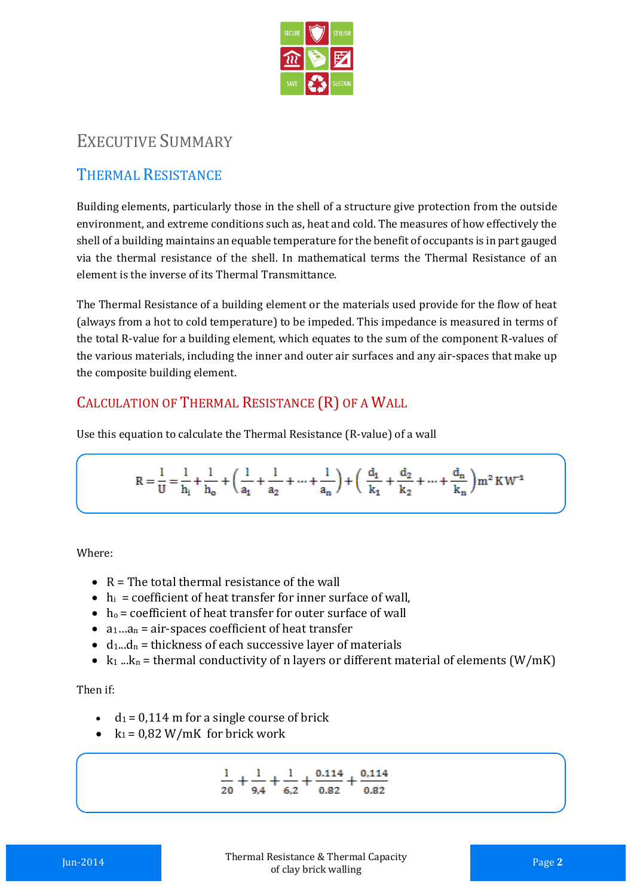# Executive Summary

## Thermal Resistance

Building elements, particularly those in the shell of a structure give protection from the outside environment, and extreme conditions such as, heat and cold. The measures of how effectively the shell of a building maintains an equable temperature for the benefit of occupants is in part gauged via the thermal resistance of the shell. In mathematical terms the Thermal Resistance of an element is the inverse of its Thermal Transmittance.

The Thermal Resistance of a building element or the materials used provide for the flow of heat (always from a hot to cold temperature) to be impeded. This impedance is measured in terms of the total R-value for a building element, which equates to the sum of the component R-values of the various materials, including the inner and outer air surfaces and any air-spaces that make up the composite building element.

## Calculation of Thermal Resistance (R) of a Wall

Use this equation to calculate the Thermal Resistance (R-value) of a wall

$$R = \frac{1}{U} = \frac{1}{h_i} + \frac{1}{h_o} + \left(\frac{1}{a_1} + \frac{1}{a_2} + \cdots + \frac{1}{a_n}\right) + \left(\frac{d_1}{k_1} + \frac{d_2}{k_2} + \cdots + \frac{d_n}{k_n}\right) m^2 K W^{-1}$$

Where:

- R = The total thermal resistance of the wall
- $h_i$ = coefficient of heat transfer for inner surface of wall,
- $h_o$ = coefficient of heat transfer for outer surface of wall
- $a_1 \ldots a_n$ = air-spaces coefficient of heat transfer
- $d_1 \ldots d_n$ = thickness of each successive layer of materials
- $k_1 \ldots k_n$ = thermal conductivity of n layers or different material of elements (W/mK)

Then if:

- $d_1$ = 0,114 m for a single course of brick
- $k_1$ = 0,82 W/mK for brick work

$$\frac{1}{20} + \frac{1}{9{,}4} + \frac{1}{6{,}2} + \frac{0.114}{0.82} + \frac{0{,}114}{0.82}$$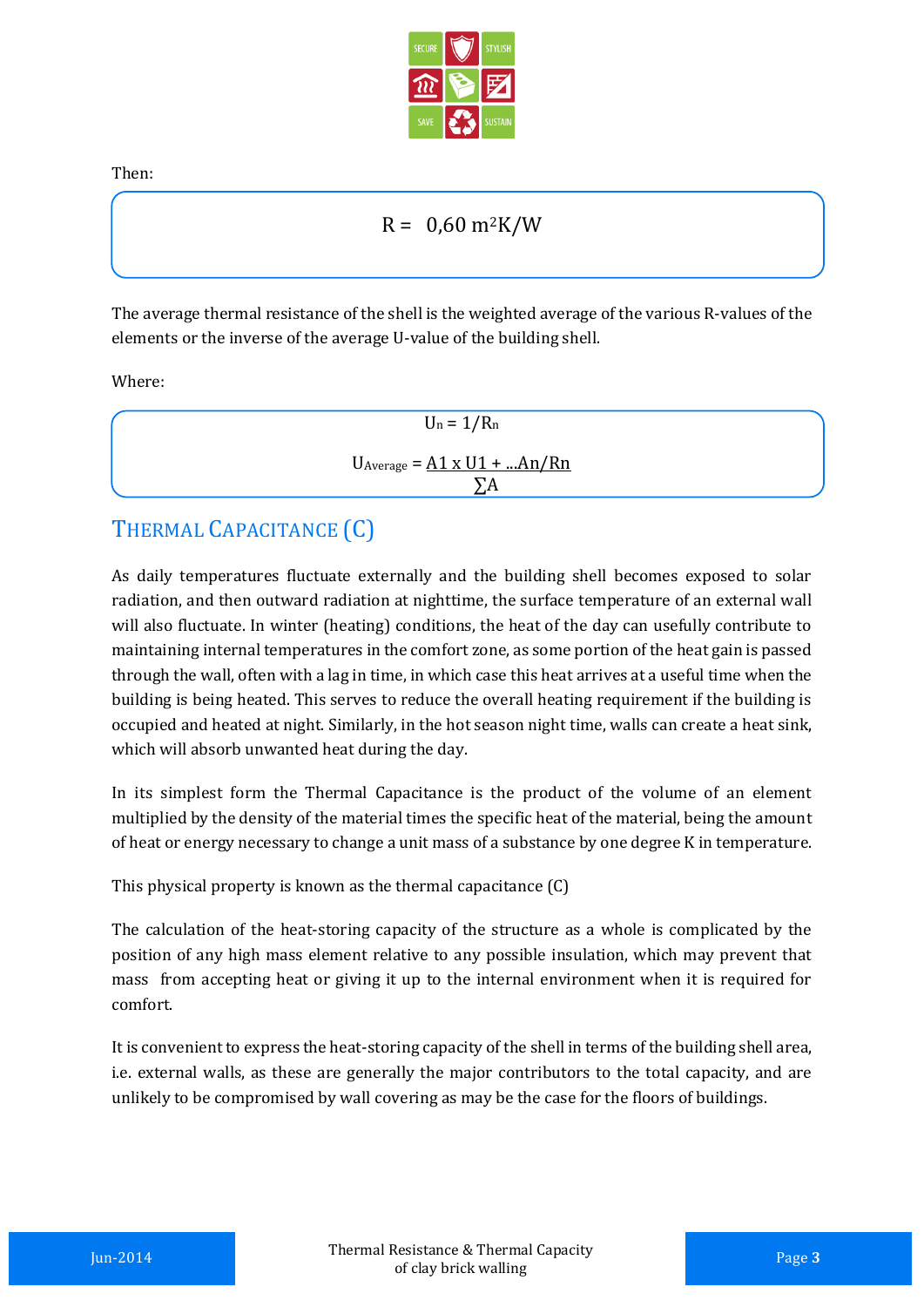Then:

$$R = 0{,}60\ m^2K/W$$

The average thermal resistance of the shell is the weighted average of the various R-values of the elements or the inverse of the average U-value of the building shell.

Where:

$$U_n = 1/R_n$$

$$U_{Average} = \frac{A1 \times U1 + \ldots An/Rn}{\sum A}$$

## Thermal Capacitance (C)

As daily temperatures fluctuate externally and the building shell becomes exposed to solar radiation, and then outward radiation at nighttime, the surface temperature of an external wall will also fluctuate. In winter (heating) conditions, the heat of the day can usefully contribute to maintaining internal temperatures in the comfort zone, as some portion of the heat gain is passed through the wall, often with a lag in time, in which case this heat arrives at a useful time when the building is being heated. This serves to reduce the overall heating requirement if the building is occupied and heated at night. Similarly, in the hot season night time, walls can create a heat sink, which will absorb unwanted heat during the day.

In its simplest form the Thermal Capacitance is the product of the volume of an element multiplied by the density of the material times the specific heat of the material, being the amount of heat or energy necessary to change a unit mass of a substance by one degree K in temperature.

This physical property is known as the thermal capacitance (C)

The calculation of the heat-storing capacity of the structure as a whole is complicated by the position of any high mass element relative to any possible insulation, which may prevent that mass from accepting heat or giving it up to the internal environment when it is required for comfort.

It is convenient to express the heat-storing capacity of the shell in terms of the building shell area, i.e. external walls, as these are generally the major contributors to the total capacity, and are unlikely to be compromised by wall covering as may be the case for the floors of buildings.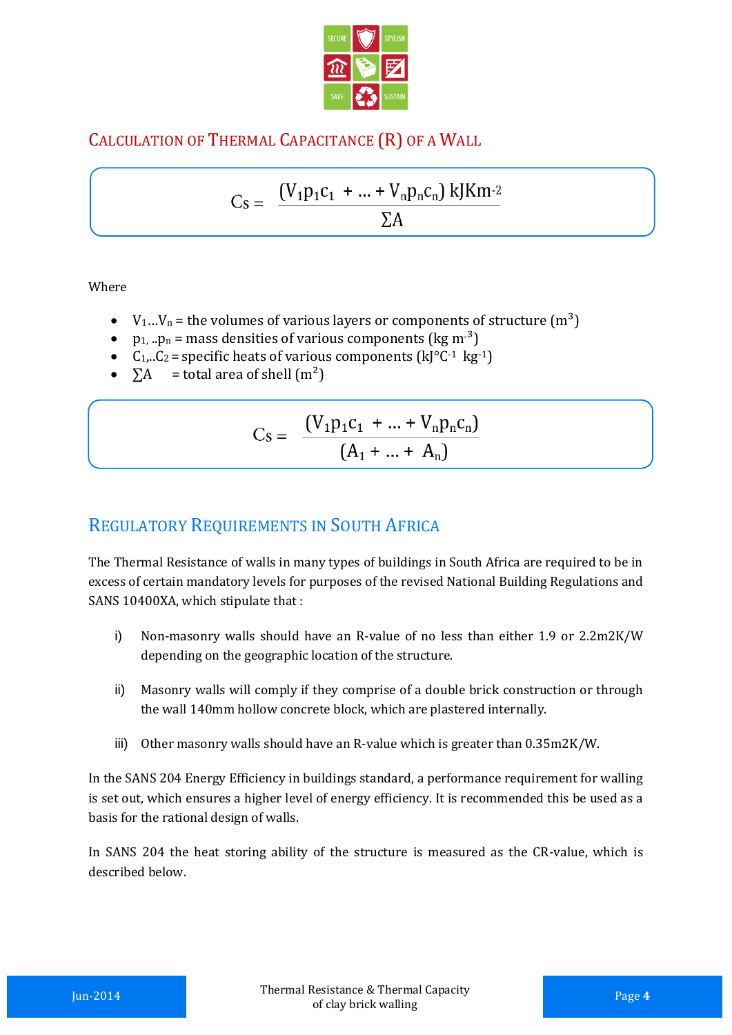## Calculation of Thermal Capacitance (R) of a Wall

$$C_S = \frac{(V_1 p_1 c_1 \; + \ldots + V_n p_n c_n) \text{ kJKm}^{-2}}{\sum A}$$

Where

- $V_1 \ldots V_n$ = the volumes of various layers or components of structure ($m^3$)
- $p_1, \ldots p_n$ = mass densities of various components (kg $m^{-3}$)
- $C_1, \ldots C_2$ = specific heats of various components (kJ°$C^{-1}$ $kg^{-1}$)
- $\sum A$ = total area of shell ($m^2$)

$$C_S = \frac{(V_1 p_1 c_1 \; + \ldots + V_n p_n c_n)}{(A_1 + \ldots + A_n)}$$

## Regulatory Requirements in South Africa

The Thermal Resistance of walls in many types of buildings in South Africa are required to be in excess of certain mandatory levels for purposes of the revised National Building Regulations and SANS 10400XA, which stipulate that :

i) Non-masonry walls should have an R-value of no less than either 1.9 or 2.2m2K/W depending on the geographic location of the structure.

ii) Masonry walls will comply if they comprise of a double brick construction or through the wall 140mm hollow concrete block, which are plastered internally.

iii) Other masonry walls should have an R-value which is greater than 0.35m2K/W.

In the SANS 204 Energy Efficiency in buildings standard, a performance requirement for walling is set out, which ensures a higher level of energy efficiency. It is recommended this be used as a basis for the rational design of walls.

In SANS 204 the heat storing ability of the structure is measured as the CR-value, which is described below.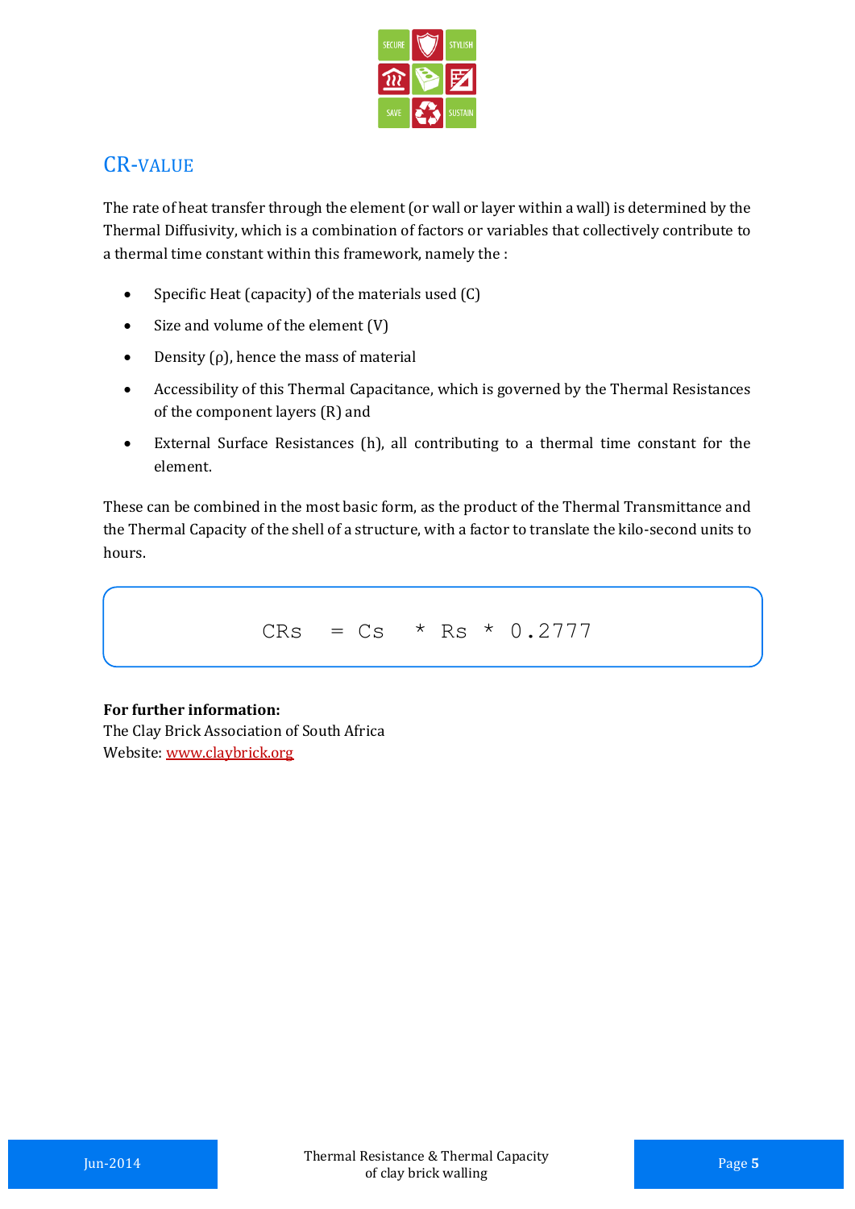## CR-VALUE

The rate of heat transfer through the element (or wall or layer within a wall) is determined by the Thermal Diffusivity, which is a combination of factors or variables that collectively contribute to a thermal time constant within this framework, namely the :

- Specific Heat (capacity) of the materials used (C)
- Size and volume of the element (V)
- Density (ρ), hence the mass of material
- Accessibility of this Thermal Capacitance, which is governed by the Thermal Resistances of the component layers (R) and
- External Surface Resistances (h), all contributing to a thermal time constant for the element.

These can be combined in the most basic form, as the product of the Thermal Transmittance and the Thermal Capacity of the shell of a structure, with a factor to translate the kilo-second units to hours.

$$CRs = Cs * Rs * 0.2777$$

**For further information:**
The Clay Brick Association of South Africa
Website: www.claybrick.org